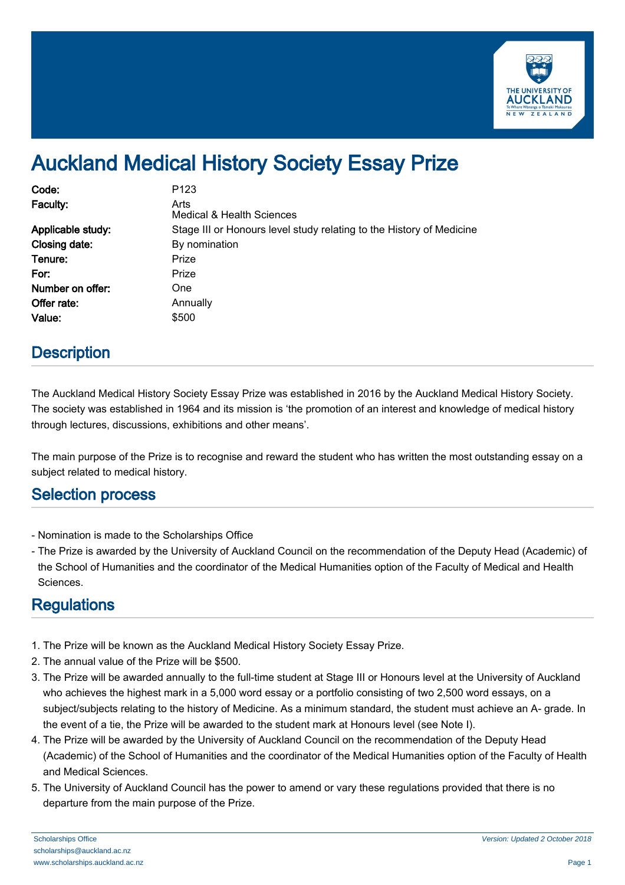# Auckland Medical History Society Essay Prize

| | |
|---|---|
| **Code:** | P123 |
| **Faculty:** | Arts<br>Medical & Health Sciences |
| **Applicable study:** | Stage III or Honours level study relating to the History of Medicine |
| **Closing date:** | By nomination |
| **Tenure:** | Prize |
| **For:** | Prize |
| **Number on offer:** | One |
| **Offer rate:** | Annually |
| **Value:** | $500 |

## Description

The Auckland Medical History Society Essay Prize was established in 2016 by the Auckland Medical History Society. The society was established in 1964 and its mission is 'the promotion of an interest and knowledge of medical history through lectures, discussions, exhibitions and other means'.

The main purpose of the Prize is to recognise and reward the student who has written the most outstanding essay on a subject related to medical history.

## Selection process

- Nomination is made to the Scholarships Office
- The Prize is awarded by the University of Auckland Council on the recommendation of the Deputy Head (Academic) of the School of Humanities and the coordinator of the Medical Humanities option of the Faculty of Medical and Health Sciences.

## Regulations

1. The Prize will be known as the Auckland Medical History Society Essay Prize.
2. The annual value of the Prize will be $500.
3. The Prize will be awarded annually to the full-time student at Stage III or Honours level at the University of Auckland who achieves the highest mark in a 5,000 word essay or a portfolio consisting of two 2,500 word essays, on a subject/subjects relating to the history of Medicine. As a minimum standard, the student must achieve an A- grade. In the event of a tie, the Prize will be awarded to the student mark at Honours level (see Note I).
4. The Prize will be awarded by the University of Auckland Council on the recommendation of the Deputy Head (Academic) of the School of Humanities and the coordinator of the Medical Humanities option of the Faculty of Health and Medical Sciences.
5. The University of Auckland Council has the power to amend or vary these regulations provided that there is no departure from the main purpose of the Prize.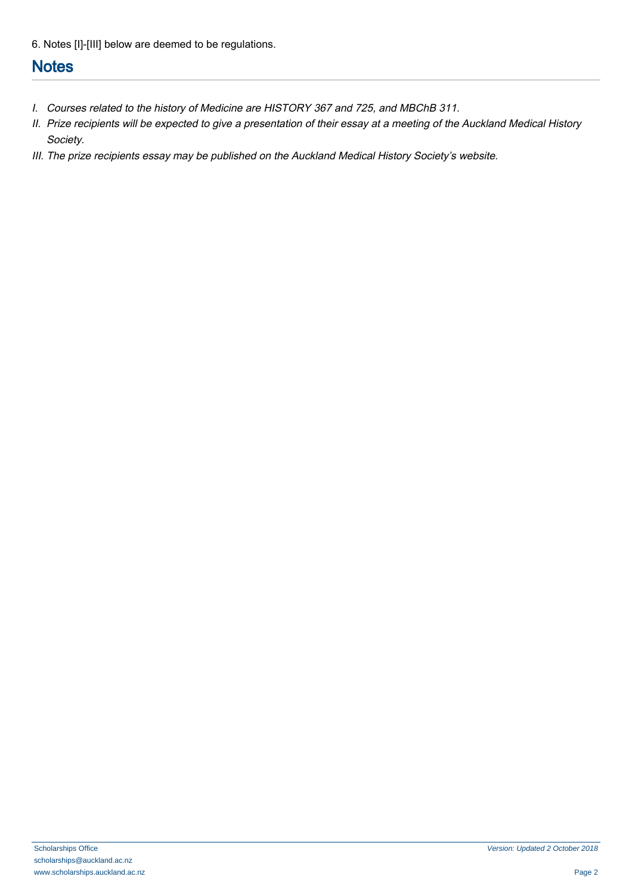6. Notes [I]-[III] below are deemed to be regulations.

## Notes

I. *Courses related to the history of Medicine are HISTORY 367 and 725, and MBChB 311.*

II. *Prize recipients will be expected to give a presentation of their essay at a meeting of the Auckland Medical History Society.*

III. *The prize recipients essay may be published on the Auckland Medical History Society's website.*